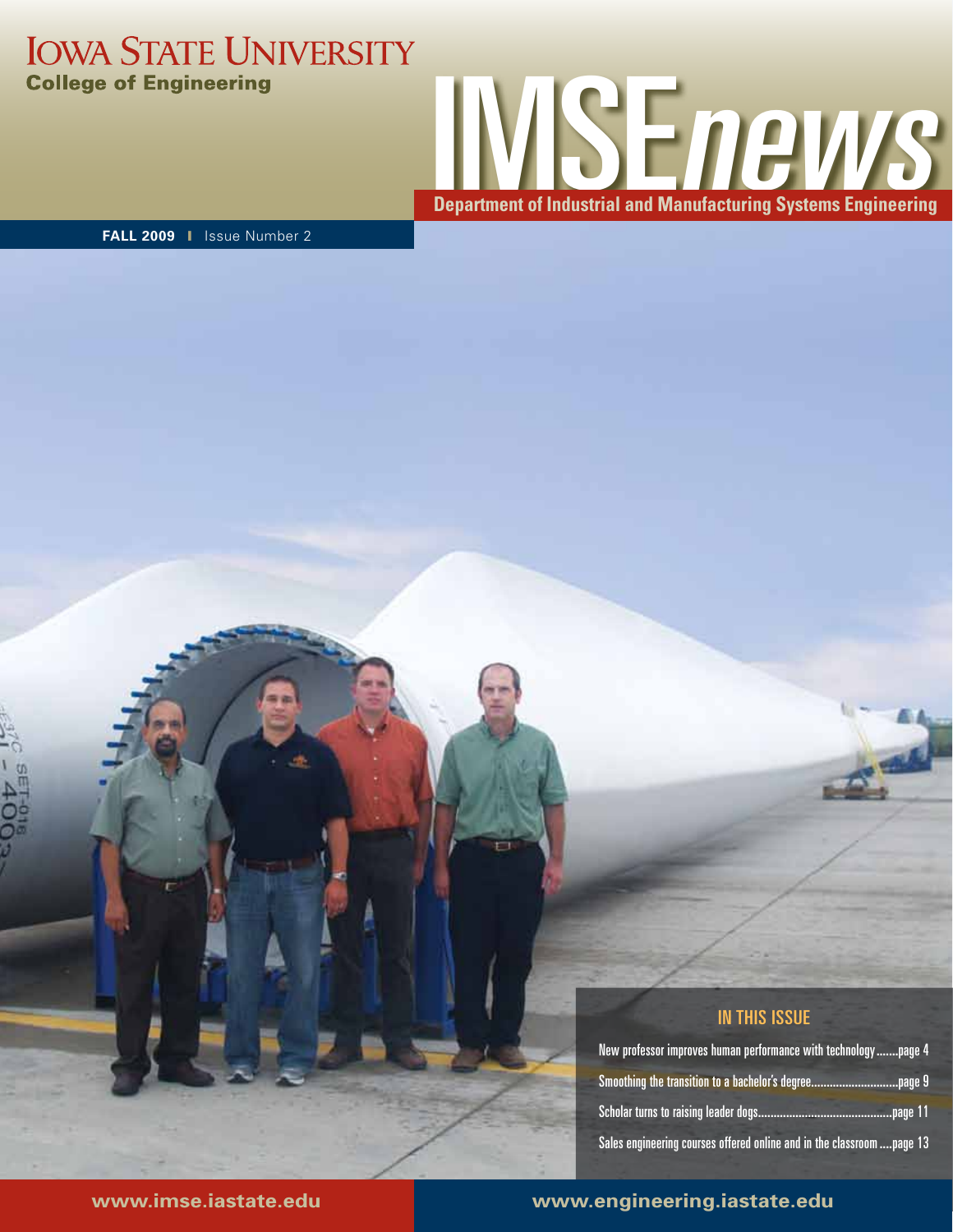**IOWA STATE UNIVERSITY**
**College of Engineering**

# IMSE*news*

**Department of Industrial and Manufacturing Systems Engineering**

**FALL 2009** | Issue Number 2

## IN THIS ISSUE

- New professor improves human performance with technology.......page 4
- Smoothing the transition to a bachelor's degree...........................page 9
- Scholar turns to raising leader dogs...........................................page 11
- Sales engineering courses offered online and in the classroom.....page 13

**www.imse.iastate.edu**

**www.engineering.iastate.edu**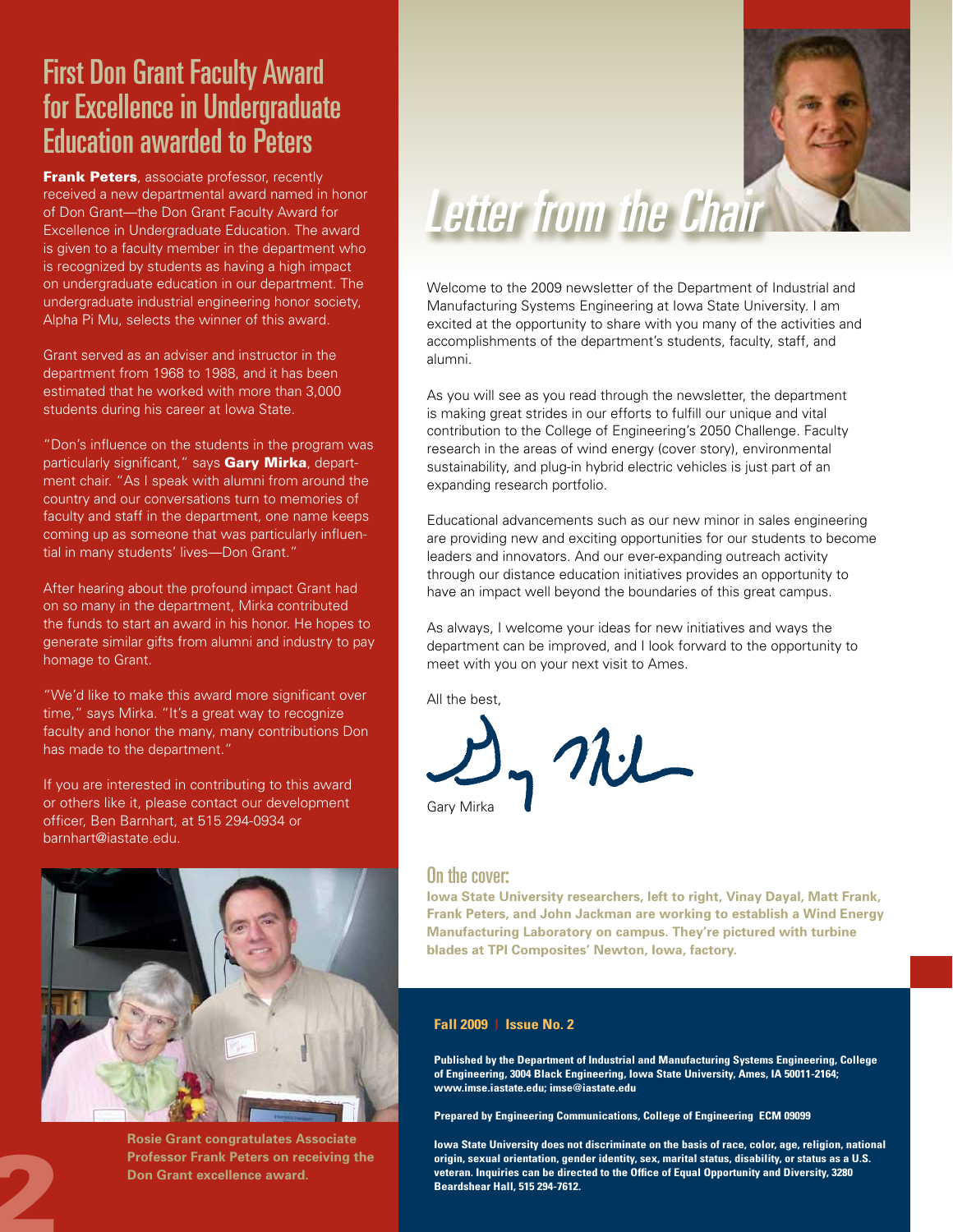# First Don Grant Faculty Award for Excellence in Undergraduate Education awarded to Peters

**Frank Peters**, associate professor, recently received a new departmental award named in honor of Don Grant—the Don Grant Faculty Award for Excellence in Undergraduate Education. The award is given to a faculty member in the department who is recognized by students as having a high impact on undergraduate education in our department. The undergraduate industrial engineering honor society, Alpha Pi Mu, selects the winner of this award.

Grant served as an adviser and instructor in the department from 1968 to 1988, and it has been estimated that he worked with more than 3,000 students during his career at Iowa State.

"Don's influence on the students in the program was particularly significant," says **Gary Mirka**, department chair. "As I speak with alumni from around the country and our conversations turn to memories of faculty and staff in the department, one name keeps coming up as someone that was particularly influential in many students' lives—Don Grant."

After hearing about the profound impact Grant had on so many in the department, Mirka contributed the funds to start an award in his honor. He hopes to generate similar gifts from alumni and industry to pay homage to Grant.

"We'd like to make this award more significant over time," says Mirka. "It's a great way to recognize faculty and honor the many, many contributions Don has made to the department."

If you are interested in contributing to this award or others like it, please contact our development officer, Ben Barnhart, at 515 294-0934 or barnhart@iastate.edu.

**Rosie Grant congratulates Associate Professor Frank Peters on receiving the Don Grant excellence award.**

# Letter from the Chair

Welcome to the 2009 newsletter of the Department of Industrial and Manufacturing Systems Engineering at Iowa State University. I am excited at the opportunity to share with you many of the activities and accomplishments of the department's students, faculty, staff, and alumni.

As you will see as you read through the newsletter, the department is making great strides in our efforts to fulfill our unique and vital contribution to the College of Engineering's 2050 Challenge. Faculty research in the areas of wind energy (cover story), environmental sustainability, and plug-in hybrid electric vehicles is just part of an expanding research portfolio.

Educational advancements such as our new minor in sales engineering are providing new and exciting opportunities for our students to become leaders and innovators. And our ever-expanding outreach activity through our distance education initiatives provides an opportunity to have an impact well beyond the boundaries of this great campus.

As always, I welcome your ideas for new initiatives and ways the department can be improved, and I look forward to the opportunity to meet with you on your next visit to Ames.

All the best,

Gary Mirka

## On the cover:

**Iowa State University researchers, left to right, Vinay Dayal, Matt Frank, Frank Peters, and John Jackman are working to establish a Wind Energy Manufacturing Laboratory on campus. They're pictured with turbine blades at TPI Composites' Newton, Iowa, factory.**

**Fall 2009 | Issue No. 2**

**Published by the Department of Industrial and Manufacturing Systems Engineering, College of Engineering, 3004 Black Engineering, Iowa State University, Ames, IA 50011-2164; www.imse.iastate.edu; imse@iastate.edu**

**Prepared by Engineering Communications, College of Engineering ECM 09099**

**Iowa State University does not discriminate on the basis of race, color, age, religion, national origin, sexual orientation, gender identity, sex, marital status, disability, or status as a U.S. veteran. Inquiries can be directed to the Office of Equal Opportunity and Diversity, 3280 Beardshear Hall, 515 294-7612.**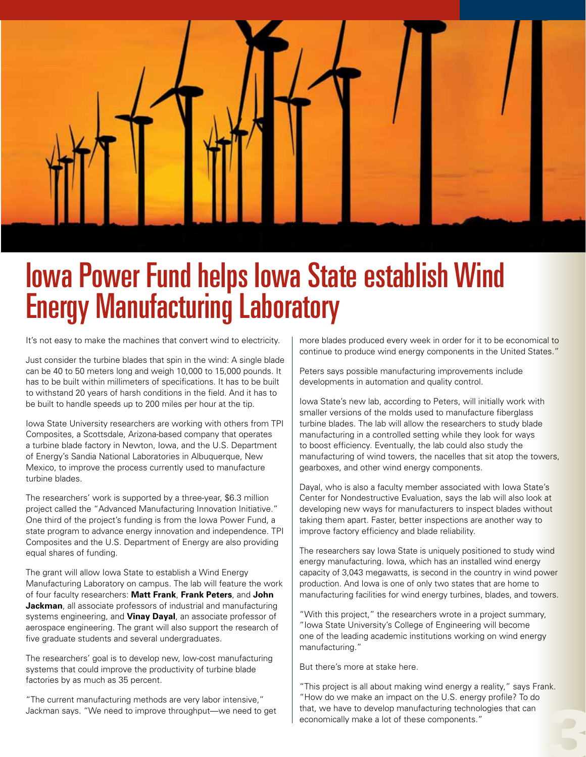# Iowa Power Fund helps Iowa State establish Wind Energy Manufacturing Laboratory

It's not easy to make the machines that convert wind to electricity.

Just consider the turbine blades that spin in the wind: A single blade can be 40 to 50 meters long and weigh 10,000 to 15,000 pounds. It has to be built within millimeters of specifications. It has to be built to withstand 20 years of harsh conditions in the field. And it has to be built to handle speeds up to 200 miles per hour at the tip.

Iowa State University researchers are working with others from TPI Composites, a Scottsdale, Arizona-based company that operates a turbine blade factory in Newton, Iowa, and the U.S. Department of Energy's Sandia National Laboratories in Albuquerque, New Mexico, to improve the process currently used to manufacture turbine blades.

The researchers' work is supported by a three-year, $6.3 million project called the "Advanced Manufacturing Innovation Initiative." One third of the project's funding is from the Iowa Power Fund, a state program to advance energy innovation and independence. TPI Composites and the U.S. Department of Energy are also providing equal shares of funding.

The grant will allow Iowa State to establish a Wind Energy Manufacturing Laboratory on campus. The lab will feature the work of four faculty researchers: **Matt Frank**, **Frank Peters**, and **John Jackman**, all associate professors of industrial and manufacturing systems engineering, and **Vinay Dayal**, an associate professor of aerospace engineering. The grant will also support the research of five graduate students and several undergraduates.

The researchers' goal is to develop new, low-cost manufacturing systems that could improve the productivity of turbine blade factories by as much as 35 percent.

"The current manufacturing methods are very labor intensive," Jackman says. "We need to improve throughput—we need to get more blades produced every week in order for it to be economical to continue to produce wind energy components in the United States."

Peters says possible manufacturing improvements include developments in automation and quality control.

Iowa State's new lab, according to Peters, will initially work with smaller versions of the molds used to manufacture fiberglass turbine blades. The lab will allow the researchers to study blade manufacturing in a controlled setting while they look for ways to boost efficiency. Eventually, the lab could also study the manufacturing of wind towers, the nacelles that sit atop the towers, gearboxes, and other wind energy components.

Dayal, who is also a faculty member associated with Iowa State's Center for Nondestructive Evaluation, says the lab will also look at developing new ways for manufacturers to inspect blades without taking them apart. Faster, better inspections are another way to improve factory efficiency and blade reliability.

The researchers say Iowa State is uniquely positioned to study wind energy manufacturing. Iowa, which has an installed wind energy capacity of 3,043 megawatts, is second in the country in wind power production. And Iowa is one of only two states that are home to manufacturing facilities for wind energy turbines, blades, and towers.

"With this project," the researchers wrote in a project summary, "Iowa State University's College of Engineering will become one of the leading academic institutions working on wind energy manufacturing."

But there's more at stake here.

"This project is all about making wind energy a reality," says Frank. "How do we make an impact on the U.S. energy profile? To do that, we have to develop manufacturing technologies that can economically make a lot of these components."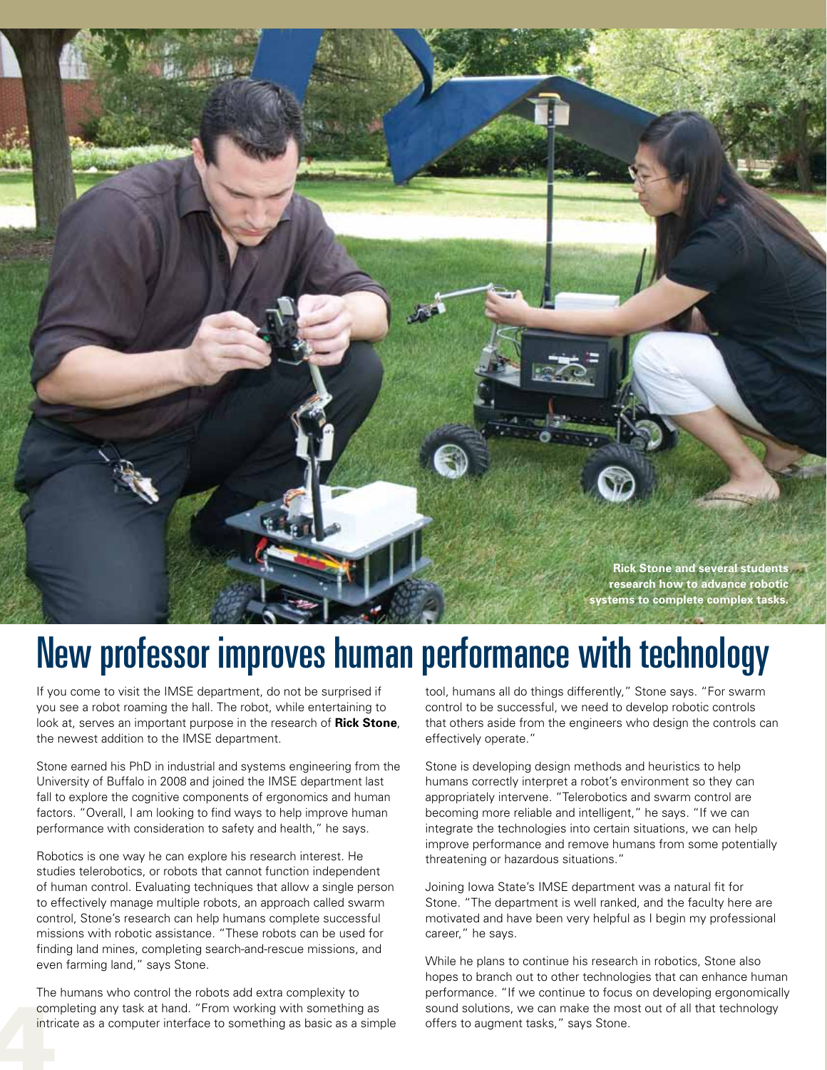Rick Stone and several students research how to advance robotic systems to complete complex tasks.

# New professor improves human performance with technology

If you come to visit the IMSE department, do not be surprised if you see a robot roaming the hall. The robot, while entertaining to look at, serves an important purpose in the research of **Rick Stone**, the newest addition to the IMSE department.

Stone earned his PhD in industrial and systems engineering from the University of Buffalo in 2008 and joined the IMSE department last fall to explore the cognitive components of ergonomics and human factors. "Overall, I am looking to find ways to help improve human performance with consideration to safety and health," he says.

Robotics is one way he can explore his research interest. He studies telerobotics, or robots that cannot function independent of human control. Evaluating techniques that allow a single person to effectively manage multiple robots, an approach called swarm control, Stone's research can help humans complete successful missions with robotic assistance. "These robots can be used for finding land mines, completing search-and-rescue missions, and even farming land," says Stone.

The humans who control the robots add extra complexity to completing any task at hand. "From working with something as intricate as a computer interface to something as basic as a simple tool, humans all do things differently," Stone says. "For swarm control to be successful, we need to develop robotic controls that others aside from the engineers who design the controls can effectively operate."

Stone is developing design methods and heuristics to help humans correctly interpret a robot's environment so they can appropriately intervene. "Telerobotics and swarm control are becoming more reliable and intelligent," he says. "If we can integrate the technologies into certain situations, we can help improve performance and remove humans from some potentially threatening or hazardous situations."

Joining Iowa State's IMSE department was a natural fit for Stone. "The department is well ranked, and the faculty here are motivated and have been very helpful as I begin my professional career," he says.

While he plans to continue his research in robotics, Stone also hopes to branch out to other technologies that can enhance human performance. "If we continue to focus on developing ergonomically sound solutions, we can make the most out of all that technology offers to augment tasks," says Stone.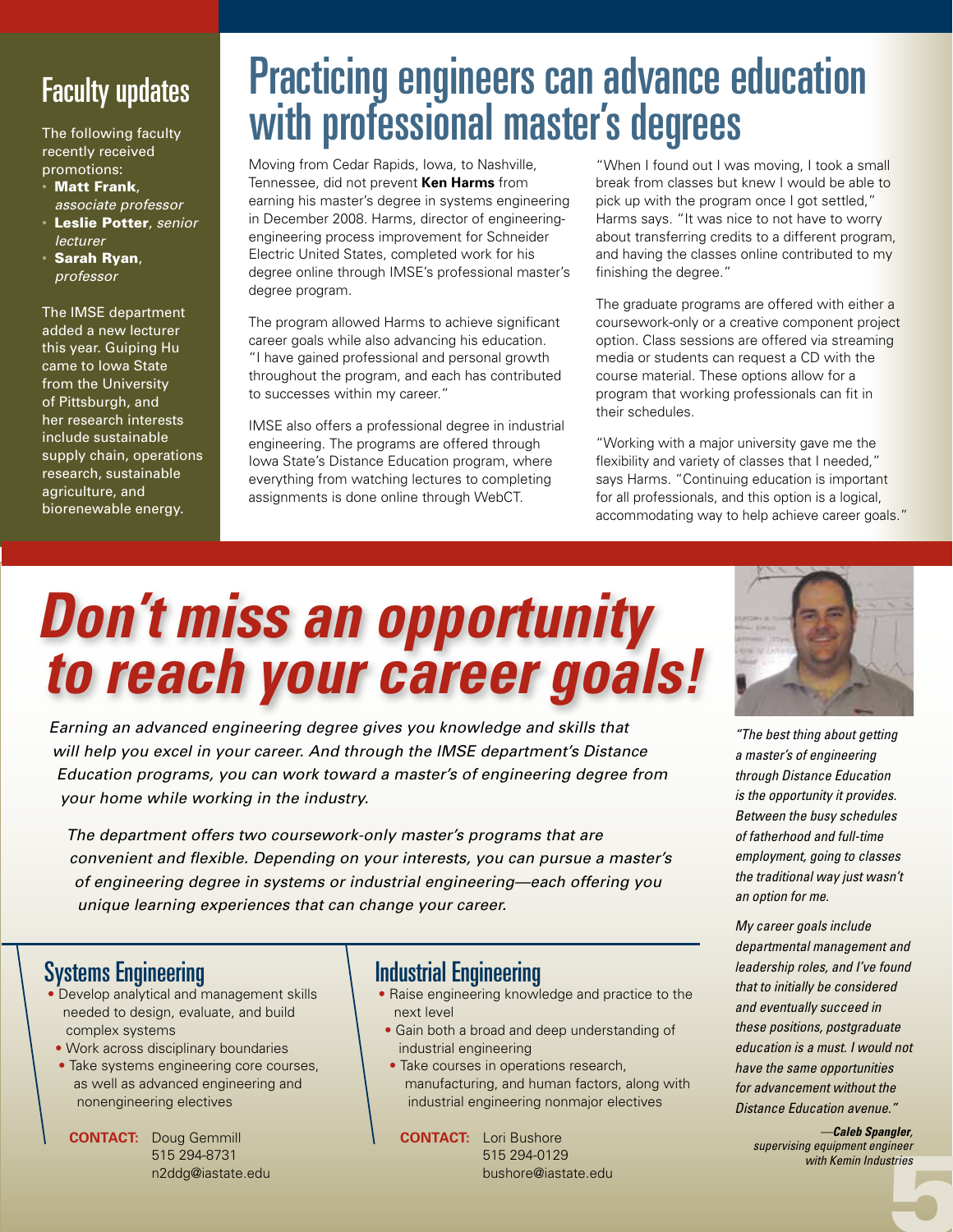## Faculty updates

The following faculty recently received promotions:

- **Matt Frank**, *associate professor*
- **Leslie Potter**, *senior lecturer*
- **Sarah Ryan**, *professor*

The IMSE department added a new lecturer this year. Guiping Hu came to Iowa State from the University of Pittsburgh, and her research interests include sustainable supply chain, operations research, sustainable agriculture, and biorenewable energy.

# Practicing engineers can advance education with professional master's degrees

Moving from Cedar Rapids, Iowa, to Nashville, Tennessee, did not prevent **Ken Harms** from earning his master's degree in systems engineering in December 2008. Harms, director of engineering-engineering process improvement for Schneider Electric United States, completed work for his degree online through IMSE's professional master's degree program.

The program allowed Harms to achieve significant career goals while also advancing his education. "I have gained professional and personal growth throughout the program, and each has contributed to successes within my career."

IMSE also offers a professional degree in industrial engineering. The programs are offered through Iowa State's Distance Education program, where everything from watching lectures to completing assignments is done online through WebCT.

"When I found out I was moving, I took a small break from classes but knew I would be able to pick up with the program once I got settled," Harms says. "It was nice to not have to worry about transferring credits to a different program, and having the classes online contributed to my finishing the degree."

The graduate programs are offered with either a coursework-only or a creative component project option. Class sessions are offered via streaming media or students can request a CD with the course material. These options allow for a program that working professionals can fit in their schedules.

"Working with a major university gave me the flexibility and variety of classes that I needed," says Harms. "Continuing education is important for all professionals, and this option is a logical, accommodating way to help achieve career goals."

# *Don't miss an opportunity to reach your career goals!*

*Earning an advanced engineering degree gives you knowledge and skills that will help you excel in your career. And through the IMSE department's Distance Education programs, you can work toward a master's of engineering degree from your home while working in the industry.*

*The department offers two coursework-only master's programs that are convenient and flexible. Depending on your interests, you can pursue a master's of engineering degree in systems or industrial engineering—each offering you unique learning experiences that can change your career.*

### Systems Engineering

- Develop analytical and management skills needed to design, evaluate, and build complex systems
- Work across disciplinary boundaries
- Take systems engineering core courses, as well as advanced engineering and nonengineering electives

**CONTACT:** Doug Gemmill
515 294-8731
n2ddg@iastate.edu

### Industrial Engineering

- Raise engineering knowledge and practice to the next level
- Gain both a broad and deep understanding of industrial engineering
- Take courses in operations research, manufacturing, and human factors, along with industrial engineering nonmajor electives

**CONTACT:** Lori Bushore
515 294-0129
bushore@iastate.edu

*"The best thing about getting a master's of engineering through Distance Education is the opportunity it provides. Between the busy schedules of fatherhood and full-time employment, going to classes the traditional way just wasn't an option for me.*

*My career goals include departmental management and leadership roles, and I've found that to initially be considered and eventually succeed in these positions, postgraduate education is a must. I would not have the same opportunities for advancement without the Distance Education avenue."*

*—**Caleb Spangler**, supervising equipment engineer with Kemin Industries*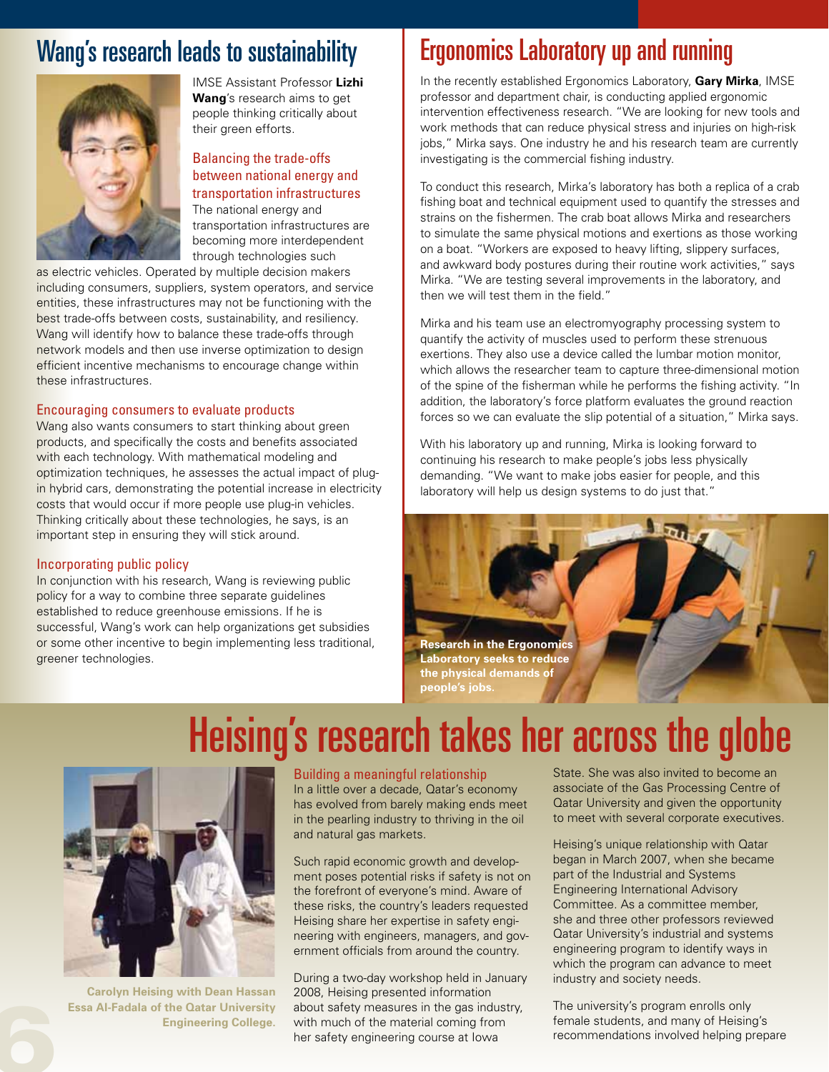## Wang's research leads to sustainability

IMSE Assistant Professor **Lizhi Wang**'s research aims to get people thinking critically about their green efforts.

### Balancing the trade-offs between national energy and transportation infrastructures

The national energy and transportation infrastructures are becoming more interdependent through technologies such as electric vehicles. Operated by multiple decision makers including consumers, suppliers, system operators, and service entities, these infrastructures may not be functioning with the best trade-offs between costs, sustainability, and resiliency. Wang will identify how to balance these trade-offs through network models and then use inverse optimization to design efficient incentive mechanisms to encourage change within these infrastructures.

### Encouraging consumers to evaluate products

Wang also wants consumers to start thinking about green products, and specifically the costs and benefits associated with each technology. With mathematical modeling and optimization techniques, he assesses the actual impact of plug-in hybrid cars, demonstrating the potential increase in electricity costs that would occur if more people use plug-in vehicles. Thinking critically about these technologies, he says, is an important step in ensuring they will stick around.

### Incorporating public policy

In conjunction with his research, Wang is reviewing public policy for a way to combine three separate guidelines established to reduce greenhouse emissions. If he is successful, Wang's work can help organizations get subsidies or some other incentive to begin implementing less traditional, greener technologies.

## Ergonomics Laboratory up and running

In the recently established Ergonomics Laboratory, **Gary Mirka**, IMSE professor and department chair, is conducting applied ergonomic intervention effectiveness research. "We are looking for new tools and work methods that can reduce physical stress and injuries on high-risk jobs," Mirka says. One industry he and his research team are currently investigating is the commercial fishing industry.

To conduct this research, Mirka's laboratory has both a replica of a crab fishing boat and technical equipment used to quantify the stresses and strains on the fishermen. The crab boat allows Mirka and researchers to simulate the same physical motions and exertions as those working on a boat. "Workers are exposed to heavy lifting, slippery surfaces, and awkward body postures during their routine work activities," says Mirka. "We are testing several improvements in the laboratory, and then we will test them in the field."

Mirka and his team use an electromyography processing system to quantify the activity of muscles used to perform these strenuous exertions. They also use a device called the lumbar motion monitor, which allows the researcher team to capture three-dimensional motion of the spine of the fisherman while he performs the fishing activity. "In addition, the laboratory's force platform evaluates the ground reaction forces so we can evaluate the slip potential of a situation," Mirka says.

With his laboratory up and running, Mirka is looking forward to continuing his research to make people's jobs less physically demanding. "We want to make jobs easier for people, and this laboratory will help us design systems to do just that."

**Research in the Ergonomics Laboratory seeks to reduce the physical demands of people's jobs.**

## Heising's research takes her across the globe

**Carolyn Heising with Dean Hassan Essa Al-Fadala of the Qatar University Engineering College.**

### Building a meaningful relationship

In a little over a decade, Qatar's economy has evolved from barely making ends meet in the pearling industry to thriving in the oil and natural gas markets.

Such rapid economic growth and development poses potential risks if safety is not on the forefront of everyone's mind. Aware of these risks, the country's leaders requested Heising share her expertise in safety engineering with engineers, managers, and government officials from around the country.

During a two-day workshop held in January 2008, Heising presented information about safety measures in the gas industry, with much of the material coming from her safety engineering course at Iowa State. She was also invited to become an associate of the Gas Processing Centre of Qatar University and given the opportunity to meet with several corporate executives.

Heising's unique relationship with Qatar began in March 2007, when she became part of the Industrial and Systems Engineering International Advisory Committee. As a committee member, she and three other professors reviewed Qatar University's industrial and systems engineering program to identify ways in which the program can advance to meet industry and society needs.

The university's program enrolls only female students, and many of Heising's recommendations involved helping prepare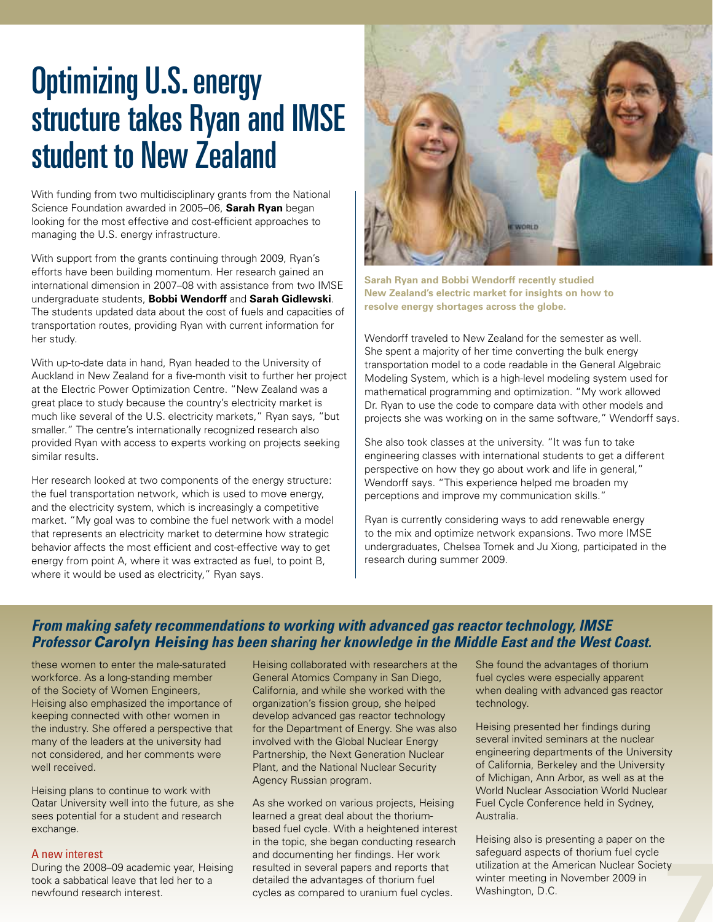# Optimizing U.S. energy structure takes Ryan and IMSE student to New Zealand

With funding from two multidisciplinary grants from the National Science Foundation awarded in 2005–06, **Sarah Ryan** began looking for the most effective and cost-efficient approaches to managing the U.S. energy infrastructure.

With support from the grants continuing through 2009, Ryan's efforts have been building momentum. Her research gained an international dimension in 2007–08 with assistance from two IMSE undergraduate students, **Bobbi Wendorff** and **Sarah Gidlewski**. The students updated data about the cost of fuels and capacities of transportation routes, providing Ryan with current information for her study.

With up-to-date data in hand, Ryan headed to the University of Auckland in New Zealand for a five-month visit to further her project at the Electric Power Optimization Centre. "New Zealand was a great place to study because the country's electricity market is much like several of the U.S. electricity markets," Ryan says, "but smaller." The centre's internationally recognized research also provided Ryan with access to experts working on projects seeking similar results.

Her research looked at two components of the energy structure: the fuel transportation network, which is used to move energy, and the electricity system, which is increasingly a competitive market. "My goal was to combine the fuel network with a model that represents an electricity market to determine how strategic behavior affects the most efficient and cost-effective way to get energy from point A, where it was extracted as fuel, to point B, where it would be used as electricity," Ryan says.

**Sarah Ryan and Bobbi Wendorff recently studied New Zealand's electric market for insights on how to resolve energy shortages across the globe.**

Wendorff traveled to New Zealand for the semester as well. She spent a majority of her time converting the bulk energy transportation model to a code readable in the General Algebraic Modeling System, which is a high-level modeling system used for mathematical programming and optimization. "My work allowed Dr. Ryan to use the code to compare data with other models and projects she was working on in the same software," Wendorff says.

She also took classes at the university. "It was fun to take engineering classes with international students to get a different perspective on how they go about work and life in general," Wendorff says. "This experience helped me broaden my perceptions and improve my communication skills."

Ryan is currently considering ways to add renewable energy to the mix and optimize network expansions. Two more IMSE undergraduates, Chelsea Tomek and Ju Xiong, participated in the research during summer 2009.

***From making safety recommendations to working with advanced gas reactor technology, IMSE Professor Carolyn Heising has been sharing her knowledge in the Middle East and the West Coast.***

these women to enter the male-saturated workforce. As a long-standing member of the Society of Women Engineers, Heising also emphasized the importance of keeping connected with other women in the industry. She offered a perspective that many of the leaders at the university had not considered, and her comments were well received.

Heising plans to continue to work with Qatar University well into the future, as she sees potential for a student and research exchange.

## A new interest

During the 2008–09 academic year, Heising took a sabbatical leave that led her to a newfound research interest.

Heising collaborated with researchers at the General Atomics Company in San Diego, California, and while she worked with the organization's fission group, she helped develop advanced gas reactor technology for the Department of Energy. She was also involved with the Global Nuclear Energy Partnership, the Next Generation Nuclear Plant, and the National Nuclear Security Agency Russian program.

As she worked on various projects, Heising learned a great deal about the thorium-based fuel cycle. With a heightened interest in the topic, she began conducting research and documenting her findings. Her work resulted in several papers and reports that detailed the advantages of thorium fuel cycles as compared to uranium fuel cycles.

She found the advantages of thorium fuel cycles were especially apparent when dealing with advanced gas reactor technology.

Heising presented her findings during several invited seminars at the nuclear engineering departments of the University of California, Berkeley and the University of Michigan, Ann Arbor, as well as at the World Nuclear Association World Nuclear Fuel Cycle Conference held in Sydney, Australia.

Heising also is presenting a paper on the safeguard aspects of thorium fuel cycle utilization at the American Nuclear Society winter meeting in November 2009 in Washington, D.C.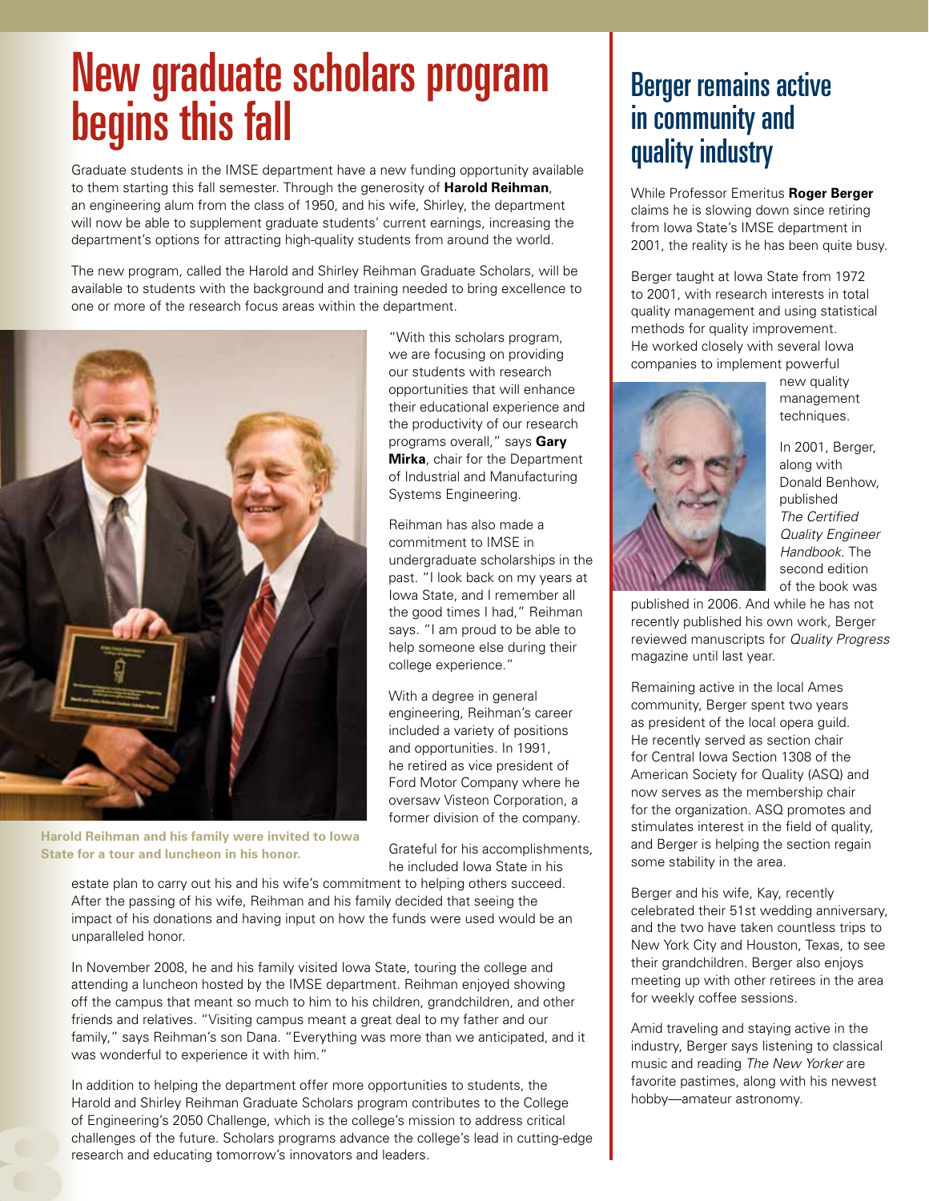# New graduate scholars program begins this fall

Graduate students in the IMSE department have a new funding opportunity available to them starting this fall semester. Through the generosity of **Harold Reihman**, an engineering alum from the class of 1950, and his wife, Shirley, the department will now be able to supplement graduate students' current earnings, increasing the department's options for attracting high-quality students from around the world.

The new program, called the Harold and Shirley Reihman Graduate Scholars, will be available to students with the background and training needed to bring excellence to one or more of the research focus areas within the department.

**Harold Reihman and his family were invited to Iowa State for a tour and luncheon in his honor.**

"With this scholars program, we are focusing on providing our students with research opportunities that will enhance their educational experience and the productivity of our research programs overall," says **Gary Mirka**, chair for the Department of Industrial and Manufacturing Systems Engineering.

Reihman has also made a commitment to IMSE in undergraduate scholarships in the past. "I look back on my years at Iowa State, and I remember all the good times I had," Reihman says. "I am proud to be able to help someone else during their college experience."

With a degree in general engineering, Reihman's career included a variety of positions and opportunities. In 1991, he retired as vice president of Ford Motor Company where he oversaw Visteon Corporation, a former division of the company.

Grateful for his accomplishments, he included Iowa State in his estate plan to carry out his and his wife's commitment to helping others succeed. After the passing of his wife, Reihman and his family decided that seeing the impact of his donations and having input on how the funds were used would be an unparalleled honor.

In November 2008, he and his family visited Iowa State, touring the college and attending a luncheon hosted by the IMSE department. Reihman enjoyed showing off the campus that meant so much to him to his children, grandchildren, and other friends and relatives. "Visiting campus meant a great deal to my father and our family," says Reihman's son Dana. "Everything was more than we anticipated, and it was wonderful to experience it with him."

In addition to helping the department offer more opportunities to students, the Harold and Shirley Reihman Graduate Scholars program contributes to the College of Engineering's 2050 Challenge, which is the college's mission to address critical challenges of the future. Scholars programs advance the college's lead in cutting-edge research and educating tomorrow's innovators and leaders.

## Berger remains active in community and quality industry

While Professor Emeritus **Roger Berger** claims he is slowing down since retiring from Iowa State's IMSE department in 2001, the reality is he has been quite busy.

Berger taught at Iowa State from 1972 to 2001, with research interests in total quality management and using statistical methods for quality improvement. He worked closely with several Iowa companies to implement powerful new quality management techniques.

In 2001, Berger, along with Donald Benhow, published *The Certified Quality Engineer Handbook*. The second edition of the book was published in 2006. And while he has not recently published his own work, Berger reviewed manuscripts for *Quality Progress* magazine until last year.

Remaining active in the local Ames community, Berger spent two years as president of the local opera guild. He recently served as section chair for Central Iowa Section 1308 of the American Society for Quality (ASQ) and now serves as the membership chair for the organization. ASQ promotes and stimulates interest in the field of quality, and Berger is helping the section regain some stability in the area.

Berger and his wife, Kay, recently celebrated their 51st wedding anniversary, and the two have taken countless trips to New York City and Houston, Texas, to see their grandchildren. Berger also enjoys meeting up with other retirees in the area for weekly coffee sessions.

Amid traveling and staying active in the industry, Berger says listening to classical music and reading *The New Yorker* are favorite pastimes, along with his newest hobby—amateur astronomy.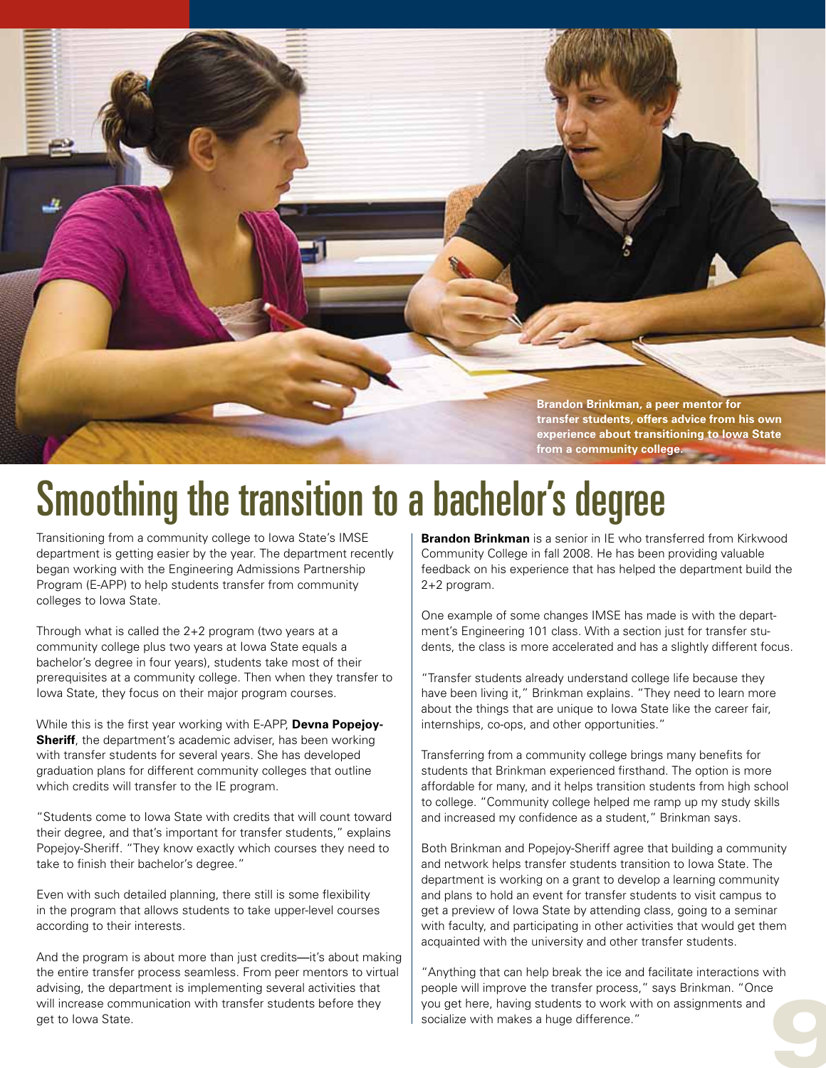Brandon Brinkman, a peer mentor for transfer students, offers advice from his own experience about transitioning to Iowa State from a community college.

# Smoothing the transition to a bachelor's degree

Transitioning from a community college to Iowa State's IMSE department is getting easier by the year. The department recently began working with the Engineering Admissions Partnership Program (E-APP) to help students transfer from community colleges to Iowa State.

Through what is called the 2+2 program (two years at a community college plus two years at Iowa State equals a bachelor's degree in four years), students take most of their prerequisites at a community college. Then when they transfer to Iowa State, they focus on their major program courses.

While this is the first year working with E-APP, **Devna Popejoy-Sheriff**, the department's academic adviser, has been working with transfer students for several years. She has developed graduation plans for different community colleges that outline which credits will transfer to the IE program.

"Students come to Iowa State with credits that will count toward their degree, and that's important for transfer students," explains Popejoy-Sheriff. "They know exactly which courses they need to take to finish their bachelor's degree."

Even with such detailed planning, there still is some flexibility in the program that allows students to take upper-level courses according to their interests.

And the program is about more than just credits—it's about making the entire transfer process seamless. From peer mentors to virtual advising, the department is implementing several activities that will increase communication with transfer students before they get to Iowa State.

**Brandon Brinkman** is a senior in IE who transferred from Kirkwood Community College in fall 2008. He has been providing valuable feedback on his experience that has helped the department build the 2+2 program.

One example of some changes IMSE has made is with the department's Engineering 101 class. With a section just for transfer students, the class is more accelerated and has a slightly different focus.

"Transfer students already understand college life because they have been living it," Brinkman explains. "They need to learn more about the things that are unique to Iowa State like the career fair, internships, co-ops, and other opportunities."

Transferring from a community college brings many benefits for students that Brinkman experienced firsthand. The option is more affordable for many, and it helps transition students from high school to college. "Community college helped me ramp up my study skills and increased my confidence as a student," Brinkman says.

Both Brinkman and Popejoy-Sheriff agree that building a community and network helps transfer students transition to Iowa State. The department is working on a grant to develop a learning community and plans to hold an event for transfer students to visit campus to get a preview of Iowa State by attending class, going to a seminar with faculty, and participating in other activities that would get them acquainted with the university and other transfer students.

"Anything that can help break the ice and facilitate interactions with people will improve the transfer process," says Brinkman. "Once you get here, having students to work with on assignments and socialize with makes a huge difference."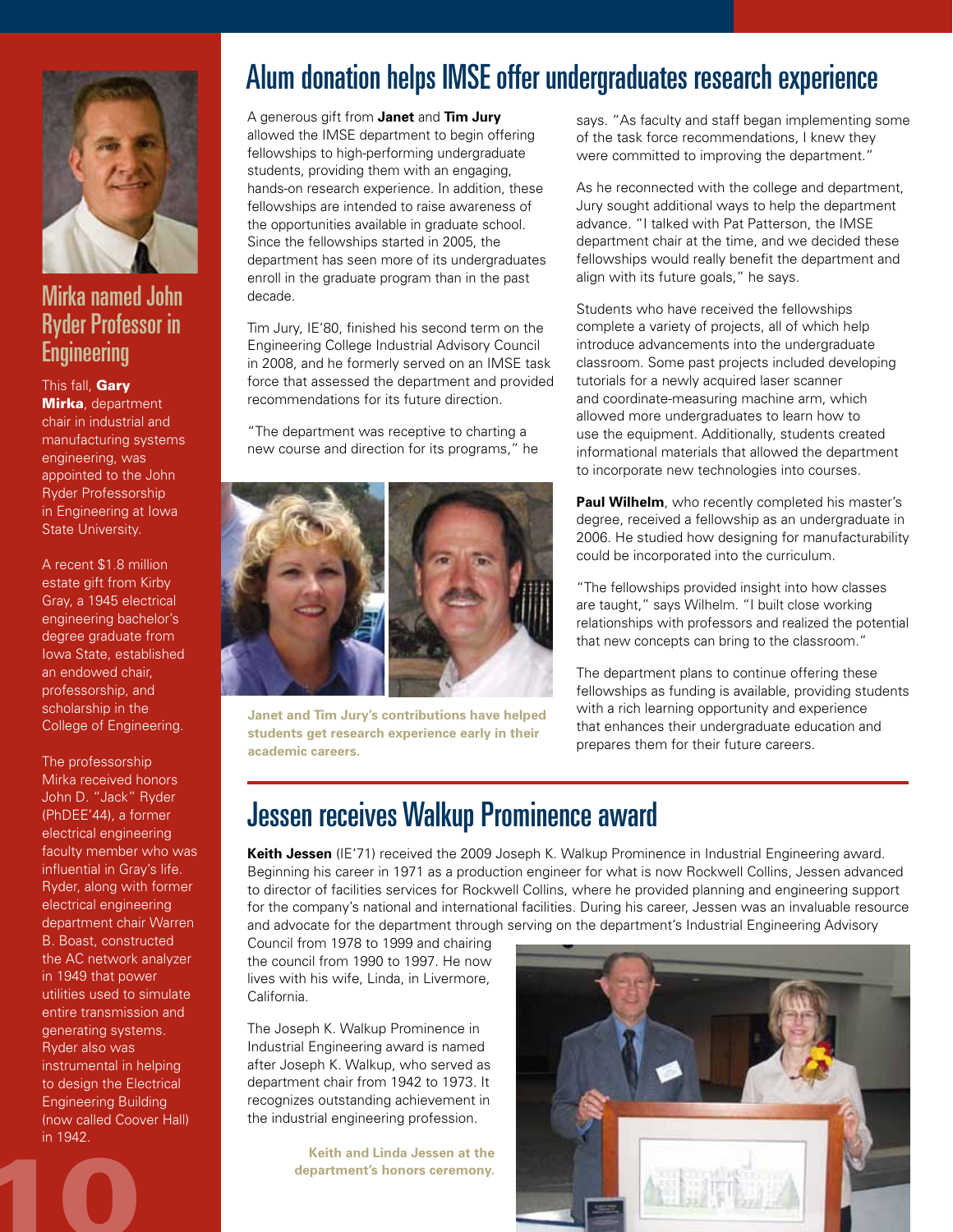## Mirka named John Ryder Professor in Engineering

This fall, **Gary Mirka**, department chair in industrial and manufacturing systems engineering, was appointed to the John Ryder Professorship in Engineering at Iowa State University.

A recent $1.8 million estate gift from Kirby Gray, a 1945 electrical engineering bachelor's degree graduate from Iowa State, established an endowed chair, professorship, and scholarship in the College of Engineering.

The professorship Mirka received honors John D. "Jack" Ryder (PhDEE'44), a former electrical engineering faculty member who was influential in Gray's life. Ryder, along with former electrical engineering department chair Warren B. Boast, constructed the AC network analyzer in 1949 that power utilities used to simulate entire transmission and generating systems. Ryder also was instrumental in helping to design the Electrical Engineering Building (now called Coover Hall) in 1942.

# Alum donation helps IMSE offer undergraduates research experience

A generous gift from **Janet** and **Tim Jury** allowed the IMSE department to begin offering fellowships to high-performing undergraduate students, providing them with an engaging, hands-on research experience. In addition, these fellowships are intended to raise awareness of the opportunities available in graduate school. Since the fellowships started in 2005, the department has seen more of its undergraduates enroll in the graduate program than in the past decade.

Tim Jury, IE'80, finished his second term on the Engineering College Industrial Advisory Council in 2008, and he formerly served on an IMSE task force that assessed the department and provided recommendations for its future direction.

"The department was receptive to charting a new course and direction for its programs," he says. "As faculty and staff began implementing some of the task force recommendations, I knew they were committed to improving the department."

**Janet and Tim Jury's contributions have helped students get research experience early in their academic careers.**

As he reconnected with the college and department, Jury sought additional ways to help the department advance. "I talked with Pat Patterson, the IMSE department chair at the time, and we decided these fellowships would really benefit the department and align with its future goals," he says.

Students who have received the fellowships complete a variety of projects, all of which help introduce advancements into the undergraduate classroom. Some past projects included developing tutorials for a newly acquired laser scanner and coordinate-measuring machine arm, which allowed more undergraduates to learn how to use the equipment. Additionally, students created informational materials that allowed the department to incorporate new technologies into courses.

**Paul Wilhelm**, who recently completed his master's degree, received a fellowship as an undergraduate in 2006. He studied how designing for manufacturability could be incorporated into the curriculum.

"The fellowships provided insight into how classes are taught," says Wilhelm. "I built close working relationships with professors and realized the potential that new concepts can bring to the classroom."

The department plans to continue offering these fellowships as funding is available, providing students with a rich learning opportunity and experience that enhances their undergraduate education and prepares them for their future careers.

# Jessen receives Walkup Prominence award

**Keith Jessen** (IE'71) received the 2009 Joseph K. Walkup Prominence in Industrial Engineering award. Beginning his career in 1971 as a production engineer for what is now Rockwell Collins, Jessen advanced to director of facilities services for Rockwell Collins, where he provided planning and engineering support for the company's national and international facilities. During his career, Jessen was an invaluable resource and advocate for the department through serving on the department's Industrial Engineering Advisory Council from 1978 to 1999 and chairing the council from 1990 to 1997. He now lives with his wife, Linda, in Livermore, California.

The Joseph K. Walkup Prominence in Industrial Engineering award is named after Joseph K. Walkup, who served as department chair from 1942 to 1973. It recognizes outstanding achievement in the industrial engineering profession.

**Keith and Linda Jessen at the department's honors ceremony.**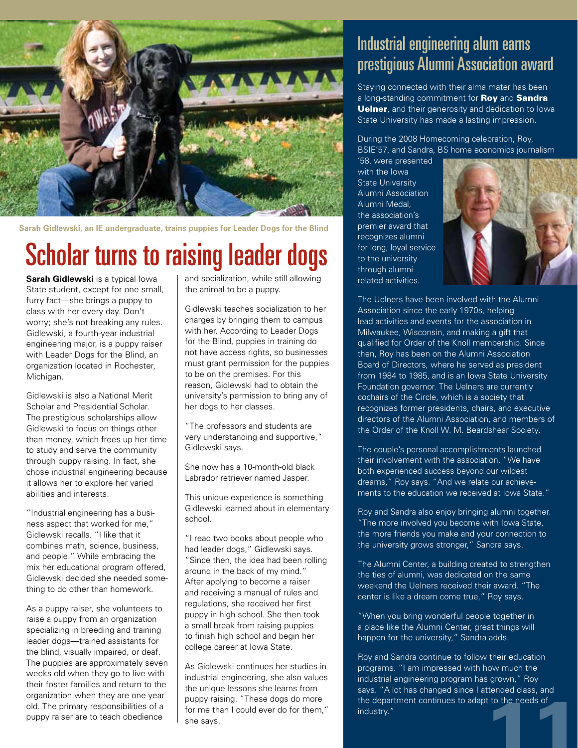Sarah Gidlewski, an IE undergraduate, trains puppies for Leader Dogs for the Blind

# Scholar turns to raising leader dogs

**Sarah Gidlewski** is a typical Iowa State student, except for one small, furry fact—she brings a puppy to class with her every day. Don't worry; she's not breaking any rules. Gidlewski, a fourth-year industrial engineering major, is a puppy raiser with Leader Dogs for the Blind, an organization located in Rochester, Michigan.

Gidlewski is also a National Merit Scholar and Presidential Scholar. The prestigious scholarships allow Gidlewski to focus on things other than money, which frees up her time to study and serve the community through puppy raising. In fact, she chose industrial engineering because it allows her to explore her varied abilities and interests.

"Industrial engineering has a business aspect that worked for me," Gidlewski recalls. "I like that it combines math, science, business, and people." While embracing the mix her educational program offered, Gidlewski decided she needed something to do other than homework.

As a puppy raiser, she volunteers to raise a puppy from an organization specializing in breeding and training leader dogs—trained assistants for the blind, visually impaired, or deaf. The puppies are approximately seven weeks old when they go to live with their foster families and return to the organization when they are one year old. The primary responsibilities of a puppy raiser are to teach obedience and socialization, while still allowing the animal to be a puppy.

Gidlewski teaches socialization to her charges by bringing them to campus with her. According to Leader Dogs for the Blind, puppies in training do not have access rights, so businesses must grant permission for the puppies to be on the premises. For this reason, Gidlewski had to obtain the university's permission to bring any of her dogs to her classes.

"The professors and students are very understanding and supportive," Gidlewski says.

She now has a 10-month-old black Labrador retriever named Jasper.

This unique experience is something Gidlewski learned about in elementary school.

"I read two books about people who had leader dogs," Gidlewski says. "Since then, the idea had been rolling around in the back of my mind." After applying to become a raiser and receiving a manual of rules and regulations, she received her first puppy in high school. She then took a small break from raising puppies to finish high school and begin her college career at Iowa State.

As Gidlewski continues her studies in industrial engineering, she also values the unique lessons she learns from puppy raising. "These dogs do more for me than I could ever do for them," she says.

## Industrial engineering alum earns prestigious Alumni Association award

Staying connected with their alma mater has been a long-standing commitment for **Roy** and **Sandra Uelner**, and their generosity and dedication to Iowa State University has made a lasting impression.

During the 2008 Homecoming celebration, Roy, BSIE'57, and Sandra, BS home economics journalism '58, were presented with the Iowa State University Alumni Association Alumni Medal, the association's premier award that recognizes alumni for long, loyal service to the university through alumni-related activities.

The Uelners have been involved with the Alumni Association since the early 1970s, helping lead activities and events for the association in Milwaukee, Wisconsin, and making a gift that qualified for Order of the Knoll membership. Since then, Roy has been on the Alumni Association Board of Directors, where he served as president from 1984 to 1985, and is an Iowa State University Foundation governor. The Uelners are currently cochairs of the Circle, which is a society that recognizes former presidents, chairs, and executive directors of the Alumni Association, and members of the Order of the Knoll W. M. Beardshear Society.

The couple's personal accomplishments launched their involvement with the association. "We have both experienced success beyond our wildest dreams," Roy says. "And we relate our achievements to the education we received at Iowa State."

Roy and Sandra also enjoy bringing alumni together. "The more involved you become with Iowa State, the more friends you make and your connection to the university grows stronger," Sandra says.

The Alumni Center, a building created to strengthen the ties of alumni, was dedicated on the same weekend the Uelners received their award. "The center is like a dream come true," Roy says.

"When you bring wonderful people together in a place like the Alumni Center, great things will happen for the university," Sandra adds.

Roy and Sandra continue to follow their education programs. "I am impressed with how much the industrial engineering program has grown," Roy says. "A lot has changed since I attended class, and the department continues to adapt to the needs of industry."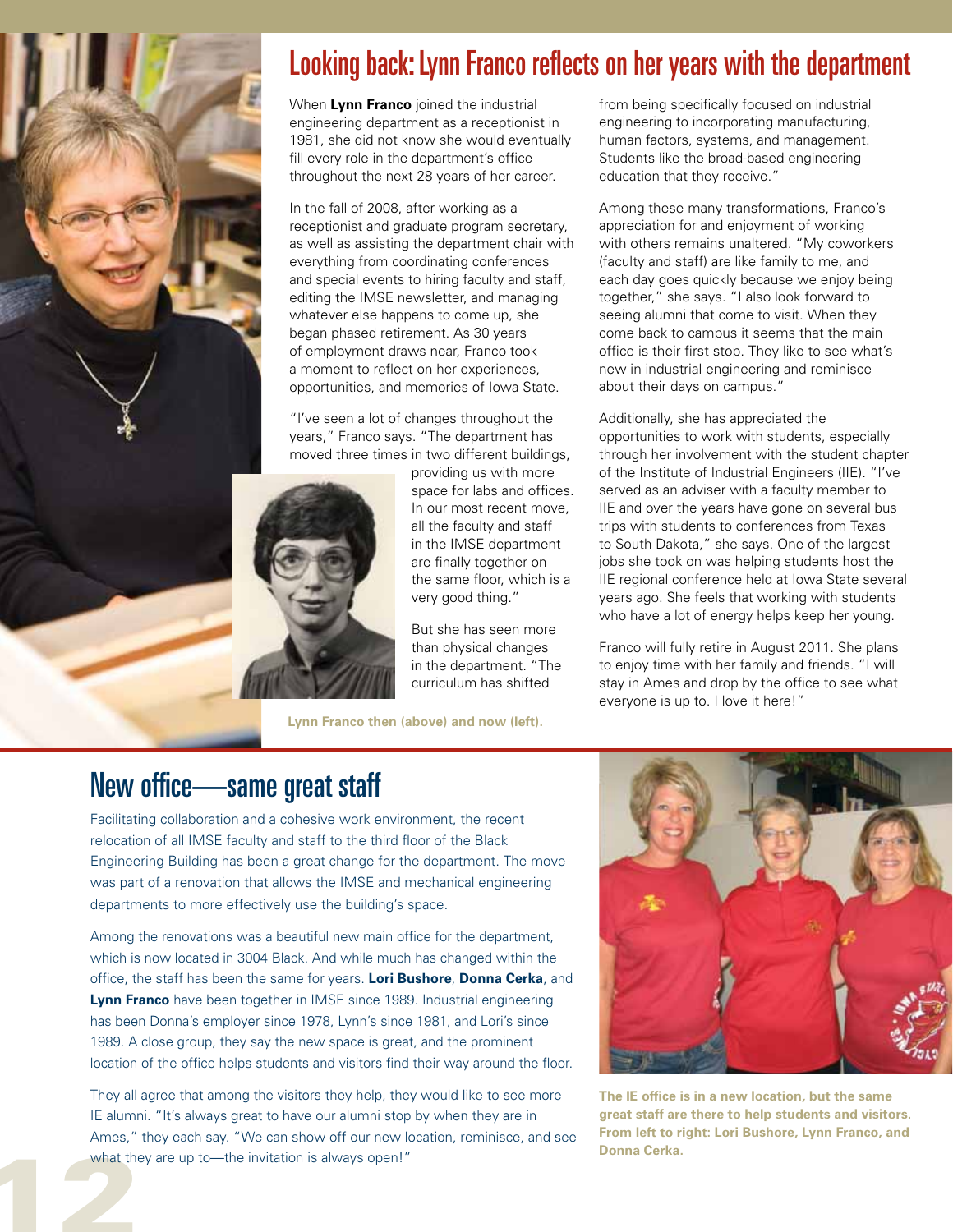# Looking back: Lynn Franco reflects on her years with the department

When **Lynn Franco** joined the industrial engineering department as a receptionist in 1981, she did not know she would eventually fill every role in the department's office throughout the next 28 years of her career.

In the fall of 2008, after working as a receptionist and graduate program secretary, as well as assisting the department chair with everything from coordinating conferences and special events to hiring faculty and staff, editing the IMSE newsletter, and managing whatever else happens to come up, she began phased retirement. As 30 years of employment draws near, Franco took a moment to reflect on her experiences, opportunities, and memories of Iowa State.

"I've seen a lot of changes throughout the years," Franco says. "The department has moved three times in two different buildings, providing us with more space for labs and offices. In our most recent move, all the faculty and staff in the IMSE department are finally together on the same floor, which is a very good thing."

But she has seen more than physical changes in the department. "The curriculum has shifted from being specifically focused on industrial engineering to incorporating manufacturing, human factors, systems, and management. Students like the broad-based engineering education that they receive."

Lynn Franco then (above) and now (left).

Among these many transformations, Franco's appreciation for and enjoyment of working with others remains unaltered. "My coworkers (faculty and staff) are like family to me, and each day goes quickly because we enjoy being together," she says. "I also look forward to seeing alumni that come to visit. When they come back to campus it seems that the main office is their first stop. They like to see what's new in industrial engineering and reminisce about their days on campus."

Additionally, she has appreciated the opportunities to work with students, especially through her involvement with the student chapter of the Institute of Industrial Engineers (IIE). "I've served as an adviser with a faculty member to IIE and over the years have gone on several bus trips with students to conferences from Texas to South Dakota," she says. One of the largest jobs she took on was helping students host the IIE regional conference held at Iowa State several years ago. She feels that working with students who have a lot of energy helps keep her young.

Franco will fully retire in August 2011. She plans to enjoy time with her family and friends. "I will stay in Ames and drop by the office to see what everyone is up to. I love it here!"

# New office—same great staff

Facilitating collaboration and a cohesive work environment, the recent relocation of all IMSE faculty and staff to the third floor of the Black Engineering Building has been a great change for the department. The move was part of a renovation that allows the IMSE and mechanical engineering departments to more effectively use the building's space.

Among the renovations was a beautiful new main office for the department, which is now located in 3004 Black. And while much has changed within the office, the staff has been the same for years. **Lori Bushore**, **Donna Cerka**, and **Lynn Franco** have been together in IMSE since 1989. Industrial engineering has been Donna's employer since 1978, Lynn's since 1981, and Lori's since 1989. A close group, they say the new space is great, and the prominent location of the office helps students and visitors find their way around the floor.

They all agree that among the visitors they help, they would like to see more IE alumni. "It's always great to have our alumni stop by when they are in Ames," they each say. "We can show off our new location, reminisce, and see what they are up to—the invitation is always open!"

The IE office is in a new location, but the same great staff are there to help students and visitors. From left to right: Lori Bushore, Lynn Franco, and Donna Cerka.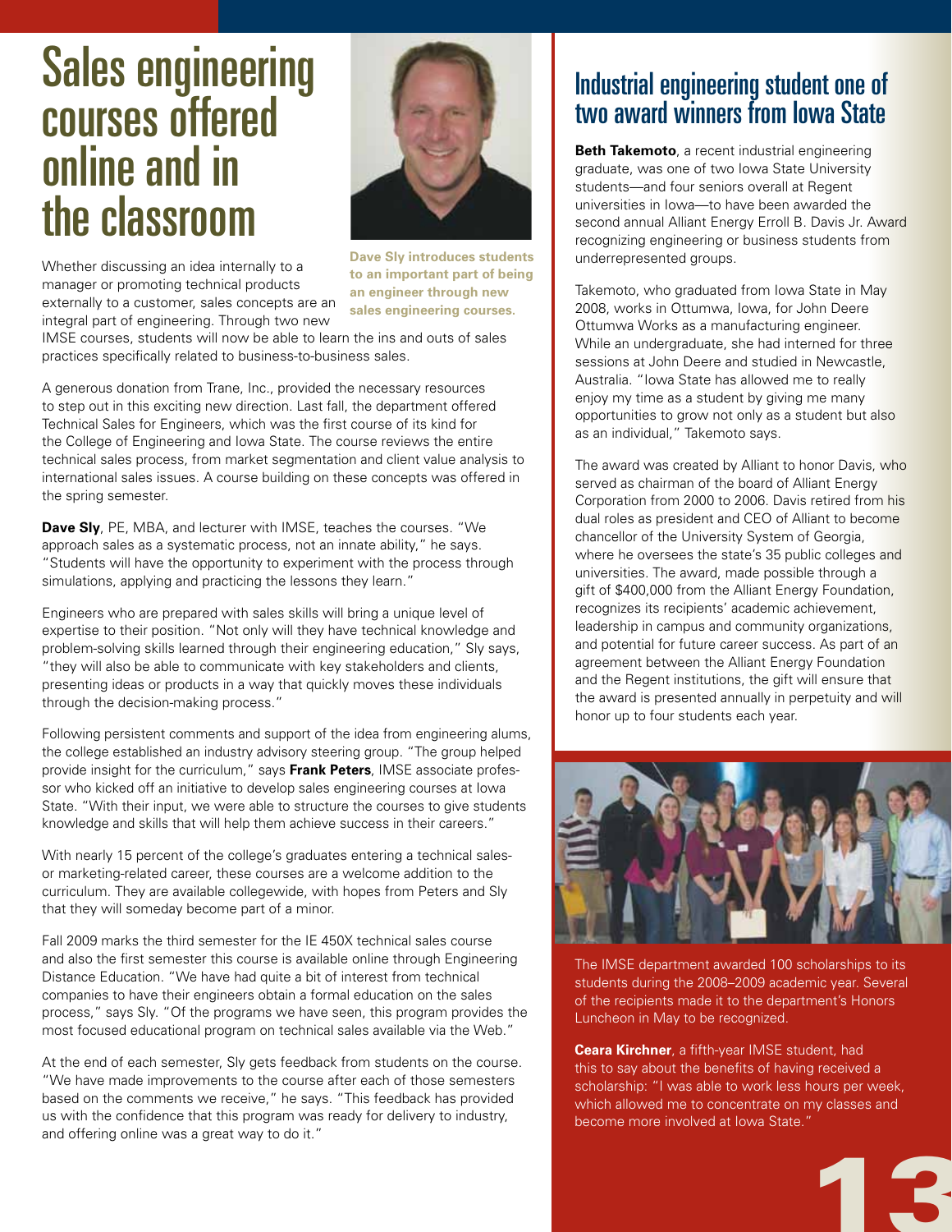# Sales engineering courses offered online and in the classroom

Dave Sly introduces students to an important part of being an engineer through new sales engineering courses.

Whether discussing an idea internally to a manager or promoting technical products externally to a customer, sales concepts are an integral part of engineering. Through two new IMSE courses, students will now be able to learn the ins and outs of sales practices specifically related to business-to-business sales.

A generous donation from Trane, Inc., provided the necessary resources to step out in this exciting new direction. Last fall, the department offered Technical Sales for Engineers, which was the first course of its kind for the College of Engineering and Iowa State. The course reviews the entire technical sales process, from market segmentation and client value analysis to international sales issues. A course building on these concepts was offered in the spring semester.

**Dave Sly**, PE, MBA, and lecturer with IMSE, teaches the courses. "We approach sales as a systematic process, not an innate ability," he says. "Students will have the opportunity to experiment with the process through simulations, applying and practicing the lessons they learn."

Engineers who are prepared with sales skills will bring a unique level of expertise to their position. "Not only will they have technical knowledge and problem-solving skills learned through their engineering education," Sly says, "they will also be able to communicate with key stakeholders and clients, presenting ideas or products in a way that quickly moves these individuals through the decision-making process."

Following persistent comments and support of the idea from engineering alums, the college established an industry advisory steering group. "The group helped provide insight for the curriculum," says **Frank Peters**, IMSE associate professor who kicked off an initiative to develop sales engineering courses at Iowa State. "With their input, we were able to structure the courses to give students knowledge and skills that will help them achieve success in their careers."

With nearly 15 percent of the college's graduates entering a technical sales- or marketing-related career, these courses are a welcome addition to the curriculum. They are available collegewide, with hopes from Peters and Sly that they will someday become part of a minor.

Fall 2009 marks the third semester for the IE 450X technical sales course and also the first semester this course is available online through Engineering Distance Education. "We have had quite a bit of interest from technical companies to have their engineers obtain a formal education on the sales process," says Sly. "Of the programs we have seen, this program provides the most focused educational program on technical sales available via the Web."

At the end of each semester, Sly gets feedback from students on the course. "We have made improvements to the course after each of those semesters based on the comments we receive," he says. "This feedback has provided us with the confidence that this program was ready for delivery to industry, and offering online was a great way to do it."

## Industrial engineering student one of two award winners from Iowa State

**Beth Takemoto**, a recent industrial engineering graduate, was one of two Iowa State University students—and four seniors overall at Regent universities in Iowa—to have been awarded the second annual Alliant Energy Erroll B. Davis Jr. Award recognizing engineering or business students from underrepresented groups.

Takemoto, who graduated from Iowa State in May 2008, works in Ottumwa, Iowa, for John Deere Ottumwa Works as a manufacturing engineer. While an undergraduate, she had interned for three sessions at John Deere and studied in Newcastle, Australia. "Iowa State has allowed me to really enjoy my time as a student by giving me many opportunities to grow not only as a student but also as an individual," Takemoto says.

The award was created by Alliant to honor Davis, who served as chairman of the board of Alliant Energy Corporation from 2000 to 2006. Davis retired from his dual roles as president and CEO of Alliant to become chancellor of the University System of Georgia, where he oversees the state's 35 public colleges and universities. The award, made possible through a gift of $400,000 from the Alliant Energy Foundation, recognizes its recipients' academic achievement, leadership in campus and community organizations, and potential for future career success. As part of an agreement between the Alliant Energy Foundation and the Regent institutions, the gift will ensure that the award is presented annually in perpetuity and will honor up to four students each year.

The IMSE department awarded 100 scholarships to its students during the 2008–2009 academic year. Several of the recipients made it to the department's Honors Luncheon in May to be recognized.

**Ceara Kirchner**, a fifth-year IMSE student, had this to say about the benefits of having received a scholarship: "I was able to work less hours per week, which allowed me to concentrate on my classes and become more involved at Iowa State."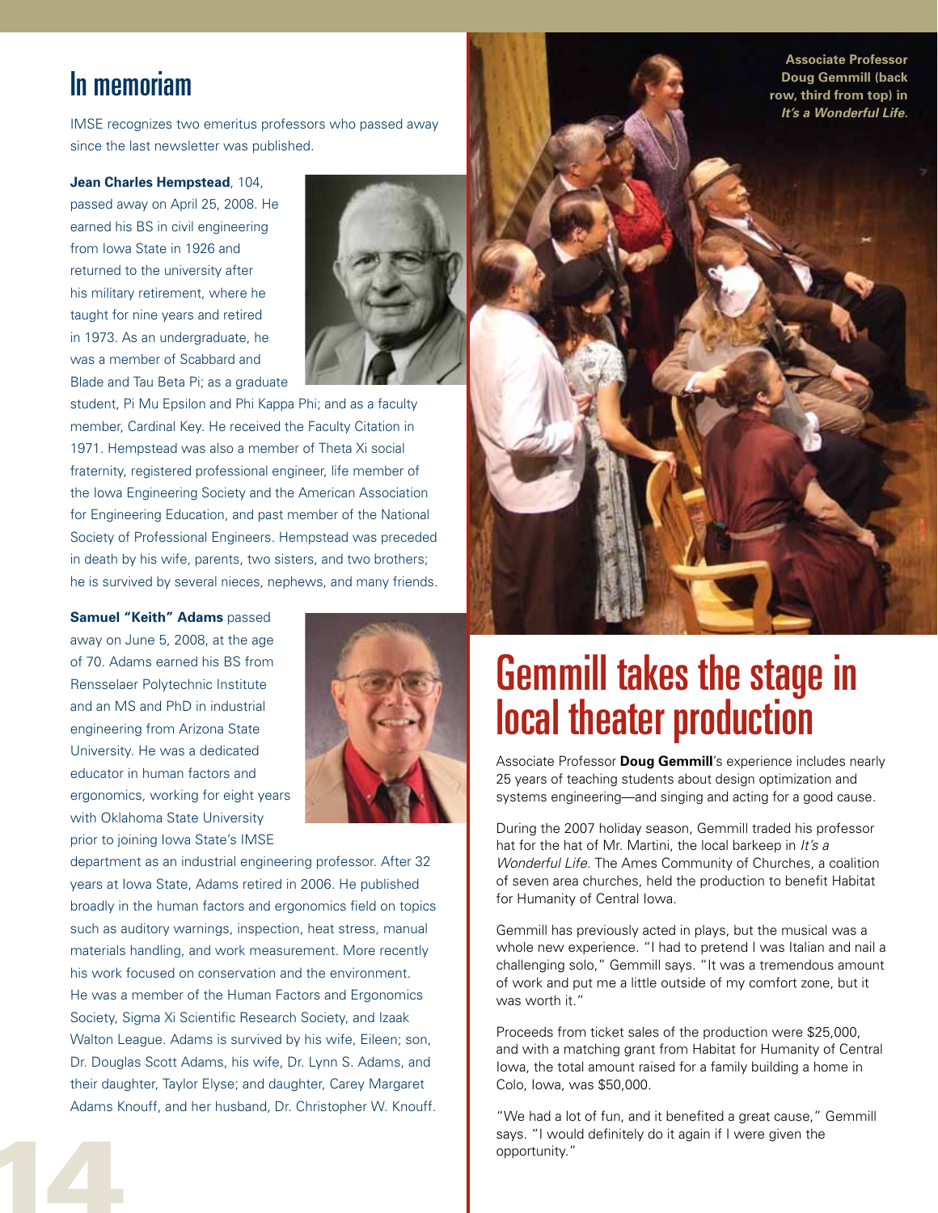# In memoriam

IMSE recognizes two emeritus professors who passed away since the last newsletter was published.

**Jean Charles Hempstead**, 104, passed away on April 25, 2008. He earned his BS in civil engineering from Iowa State in 1926 and returned to the university after his military retirement, where he taught for nine years and retired in 1973. As an undergraduate, he was a member of Scabbard and Blade and Tau Beta Pi; as a graduate student, Pi Mu Epsilon and Phi Kappa Phi; and as a faculty member, Cardinal Key. He received the Faculty Citation in 1971. Hempstead was also a member of Theta Xi social fraternity, registered professional engineer, life member of the Iowa Engineering Society and the American Association for Engineering Education, and past member of the National Society of Professional Engineers. Hempstead was preceded in death by his wife, parents, two sisters, and two brothers; he is survived by several nieces, nephews, and many friends.

**Samuel "Keith" Adams** passed away on June 5, 2008, at the age of 70. Adams earned his BS from Rensselaer Polytechnic Institute and an MS and PhD in industrial engineering from Arizona State University. He was a dedicated educator in human factors and ergonomics, working for eight years with Oklahoma State University prior to joining Iowa State's IMSE department as an industrial engineering professor. After 32 years at Iowa State, Adams retired in 2006. He published broadly in the human factors and ergonomics field on topics such as auditory warnings, inspection, heat stress, manual materials handling, and work measurement. More recently his work focused on conservation and the environment. He was a member of the Human Factors and Ergonomics Society, Sigma Xi Scientific Research Society, and Izaak Walton League. Adams is survived by his wife, Eileen; son, Dr. Douglas Scott Adams, his wife, Dr. Lynn S. Adams, and their daughter, Taylor Elyse; and daughter, Carey Margaret Adams Knouff, and her husband, Dr. Christopher W. Knouff.

**Associate Professor Doug Gemmill (back row, third from top) in *It's a Wonderful Life.***

# Gemmill takes the stage in local theater production

Associate Professor **Doug Gemmill**'s experience includes nearly 25 years of teaching students about design optimization and systems engineering—and singing and acting for a good cause.

During the 2007 holiday season, Gemmill traded his professor hat for the hat of Mr. Martini, the local barkeep in *It's a Wonderful Life*. The Ames Community of Churches, a coalition of seven area churches, held the production to benefit Habitat for Humanity of Central Iowa.

Gemmill has previously acted in plays, but the musical was a whole new experience. "I had to pretend I was Italian and nail a challenging solo," Gemmill says. "It was a tremendous amount of work and put me a little outside of my comfort zone, but it was worth it."

Proceeds from ticket sales of the production were $25,000, and with a matching grant from Habitat for Humanity of Central Iowa, the total amount raised for a family building a home in Colo, Iowa, was $50,000.

"We had a lot of fun, and it benefited a great cause," Gemmill says. "I would definitely do it again if I were given the opportunity."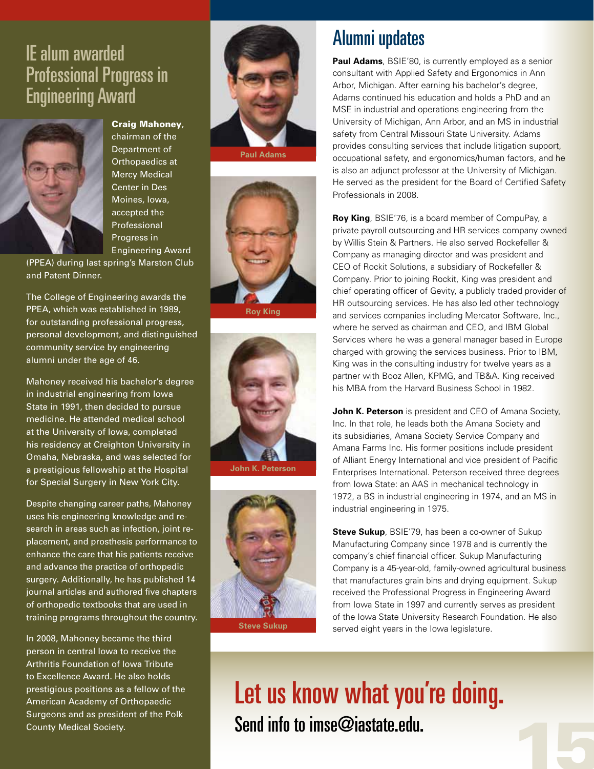# IE alum awarded Professional Progress in Engineering Award

**Craig Mahoney**, chairman of the Department of Orthopaedics at Mercy Medical Center in Des Moines, Iowa, accepted the Professional Progress in Engineering Award (PPEA) during last spring's Marston Club and Patent Dinner.

The College of Engineering awards the PPEA, which was established in 1989, for outstanding professional progress, personal development, and distinguished community service by engineering alumni under the age of 46.

Mahoney received his bachelor's degree in industrial engineering from Iowa State in 1991, then decided to pursue medicine. He attended medical school at the University of Iowa, completed his residency at Creighton University in Omaha, Nebraska, and was selected for a prestigious fellowship at the Hospital for Special Surgery in New York City.

Despite changing career paths, Mahoney uses his engineering knowledge and research in areas such as infection, joint replacement, and prosthesis performance to enhance the care that his patients receive and advance the practice of orthopedic surgery. Additionally, he has published 14 journal articles and authored five chapters of orthopedic textbooks that are used in training programs throughout the country.

In 2008, Mahoney became the third person in central Iowa to receive the Arthritis Foundation of Iowa Tribute to Excellence Award. He also holds prestigious positions as a fellow of the American Academy of Orthopaedic Surgeons and as president of the Polk County Medical Society.

# Alumni updates

Paul Adams

**Paul Adams**, BSIE'80, is currently employed as a senior consultant with Applied Safety and Ergonomics in Ann Arbor, Michigan. After earning his bachelor's degree, Adams continued his education and holds a PhD and an MSE in industrial and operations engineering from the University of Michigan, Ann Arbor, and an MS in industrial safety from Central Missouri State University. Adams provides consulting services that include litigation support, occupational safety, and ergonomics/human factors, and he is also an adjunct professor at the University of Michigan. He served as the president for the Board of Certified Safety Professionals in 2008.

Roy King

**Roy King**, BSIE'76, is a board member of CompuPay, a private payroll outsourcing and HR services company owned by Willis Stein & Partners. He also served Rockefeller & Company as managing director and was president and CEO of Rockit Solutions, a subsidiary of Rockefeller & Company. Prior to joining Rockit, King was president and chief operating officer of Gevity, a publicly traded provider of HR outsourcing services. He has also led other technology and services companies including Mercator Software, Inc., where he served as chairman and CEO, and IBM Global Services where he was a general manager based in Europe charged with growing the services business. Prior to IBM, King was in the consulting industry for twelve years as a partner with Booz Allen, KPMG, and TB&A. King received his MBA from the Harvard Business School in 1982.

John K. Peterson

**John K. Peterson** is president and CEO of Amana Society, Inc. In that role, he leads both the Amana Society and its subsidiaries, Amana Society Service Company and Amana Farms Inc. His former positions include president of Alliant Energy International and vice president of Pacific Enterprises International. Peterson received three degrees from Iowa State: an AAS in mechanical technology in 1972, a BS in industrial engineering in 1974, and an MS in industrial engineering in 1975.

Steve Sukup

**Steve Sukup**, BSIE'79, has been a co-owner of Sukup Manufacturing Company since 1978 and is currently the company's chief financial officer. Sukup Manufacturing Company is a 45-year-old, family-owned agricultural business that manufactures grain bins and drying equipment. Sukup received the Professional Progress in Engineering Award from Iowa State in 1997 and currently serves as president of the Iowa State University Research Foundation. He also served eight years in the Iowa legislature.

## Let us know what you're doing.

### Send info to imse@iastate.edu.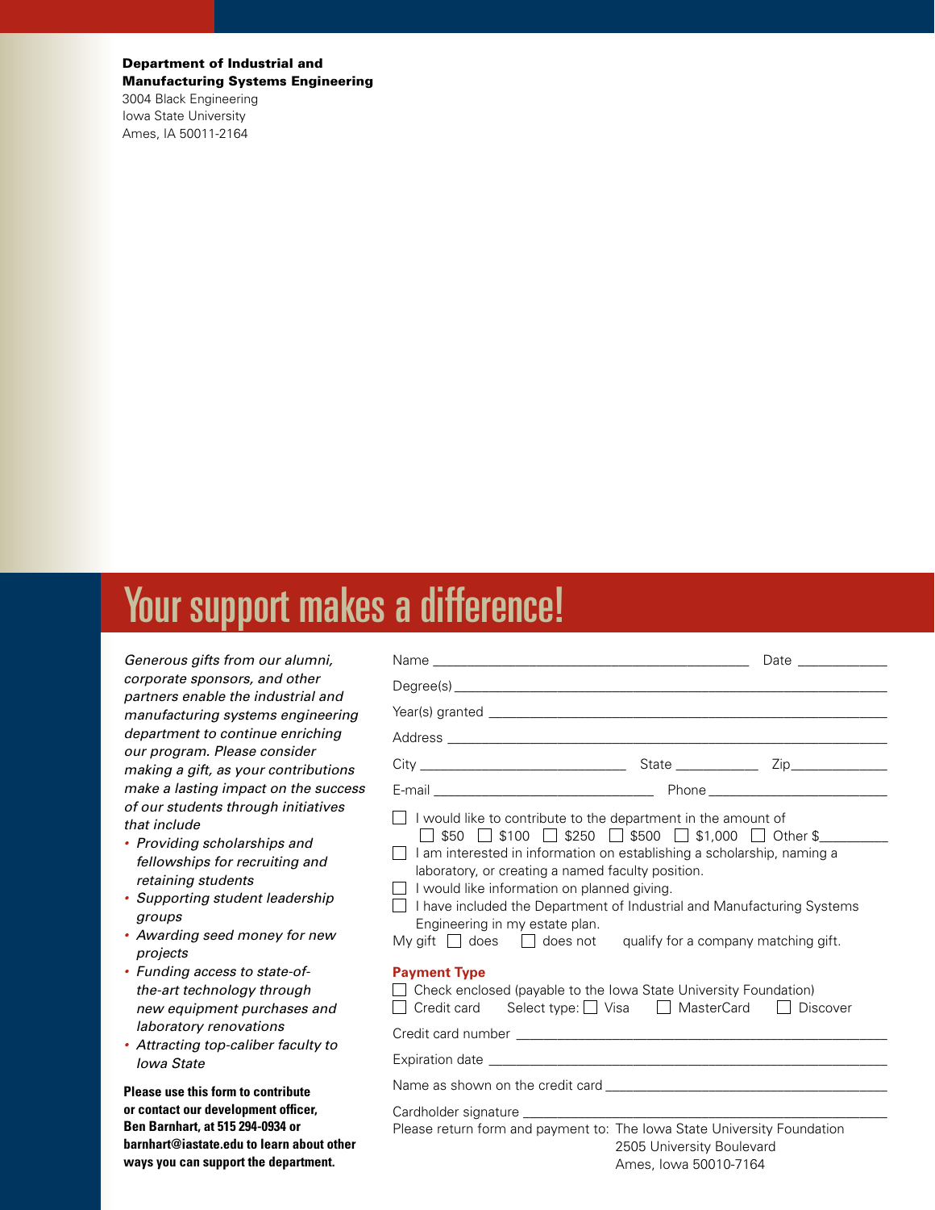**Department of Industrial and Manufacturing Systems Engineering**
3004 Black Engineering
Iowa State University
Ames, IA 50011-2164

# Your support makes a difference!

*Generous gifts from our alumni, corporate sponsors, and other partners enable the industrial and manufacturing systems engineering department to continue enriching our program. Please consider making a gift, as your contributions make a lasting impact on the success of our students through initiatives that include*

- *Providing scholarships and fellowships for recruiting and retaining students*
- *Supporting student leadership groups*
- *Awarding seed money for new projects*
- *Funding access to state-of-the-art technology through new equipment purchases and laboratory renovations*
- *Attracting top-caliber faculty to Iowa State*

**Please use this form to contribute or contact our development officer, Ben Barnhart, at 515 294-0934 or barnhart@iastate.edu to learn about other ways you can support the department.**

Name ______________________________ Date __________

Degree(s) ______________________________

Year(s) granted ______________________________

Address ______________________________

City ____________________ State __________ Zip__________

E-mail ____________________ Phone ____________________

☐ I would like to contribute to the department in the amount of
☐ $50 ☐ $100 ☐ $250 ☐ $500 ☐ $1,000 ☐ Other $________

☐ I am interested in information on establishing a scholarship, naming a laboratory, or creating a named faculty position.

☐ I would like information on planned giving.

☐ I have included the Department of Industrial and Manufacturing Systems Engineering in my estate plan.

My gift ☐ does ☐ does not qualify for a company matching gift.

**Payment Type**

☐ Check enclosed (payable to the Iowa State University Foundation)

☐ Credit card Select type: ☐ Visa ☐ MasterCard ☐ Discover

Credit card number ______________________________

Expiration date ______________________________

Name as shown on the credit card ______________________________

Cardholder signature ______________________________

Please return form and payment to: The Iowa State University Foundation
2505 University Boulevard
Ames, Iowa 50010-7164